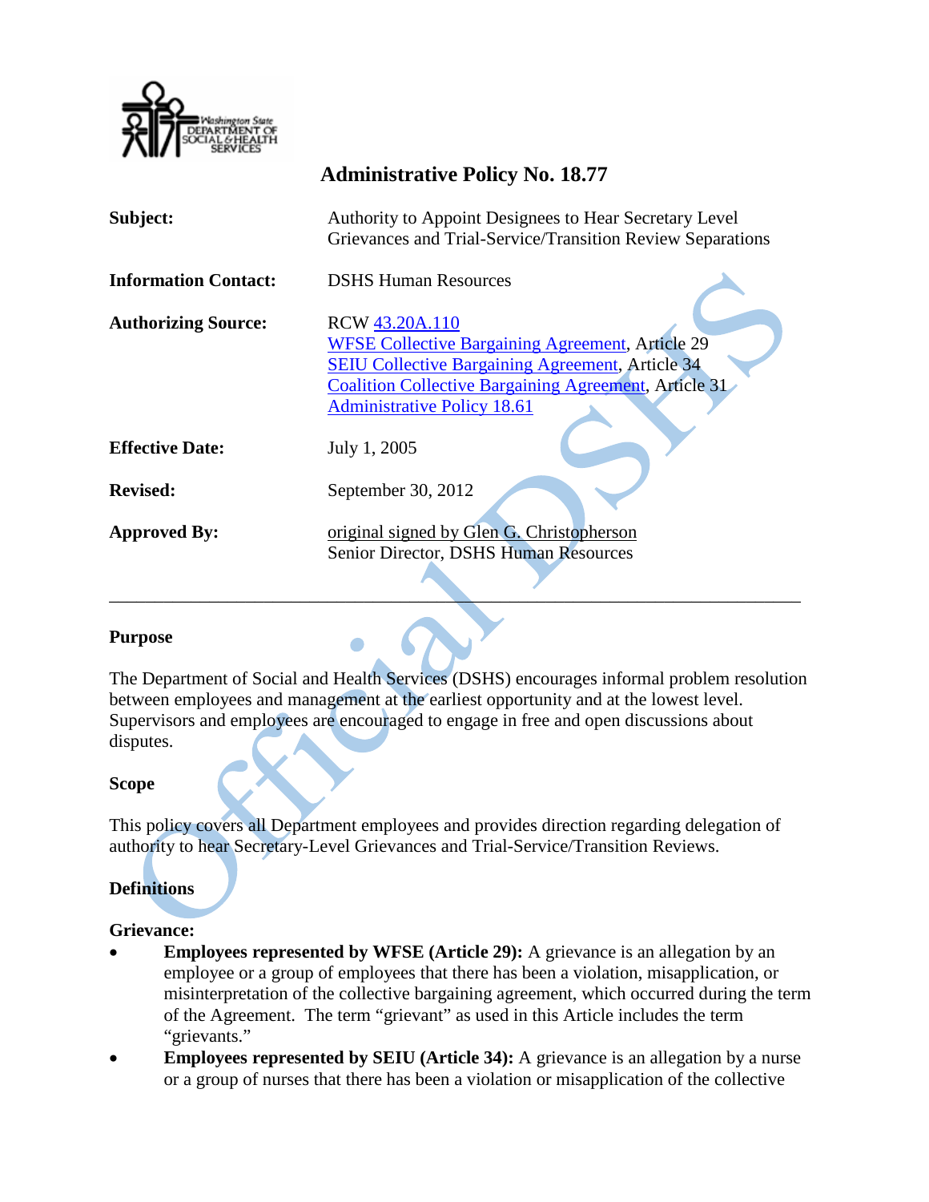Washington State Department of Social & Health Services

# Administrative Policy No. 18.77

| | |
|---|---|
| **Subject:** | Authority to Appoint Designees to Hear Secretary Level Grievances and Trial-Service/Transition Review Separations |
| **Information Contact:** | DSHS Human Resources |
| **Authorizing Source:** | RCW 43.20A.110<br>WFSE Collective Bargaining Agreement, Article 29<br>SEIU Collective Bargaining Agreement, Article 34<br>Coalition Collective Bargaining Agreement, Article 31<br>Administrative Policy 18.61 |
| **Effective Date:** | July 1, 2005 |
| **Revised:** | September 30, 2012 |
| **Approved By:** | original signed by Glen G. Christopherson<br>Senior Director, DSHS Human Resources |

---

## Purpose

The Department of Social and Health Services (DSHS) encourages informal problem resolution between employees and management at the earliest opportunity and at the lowest level. Supervisors and employees are encouraged to engage in free and open discussions about disputes.

## Scope

This policy covers all Department employees and provides direction regarding delegation of authority to hear Secretary-Level Grievances and Trial-Service/Transition Reviews.

## Definitions

**Grievance:**

- **Employees represented by WFSE (Article 29):** A grievance is an allegation by an employee or a group of employees that there has been a violation, misapplication, or misinterpretation of the collective bargaining agreement, which occurred during the term of the Agreement. The term "grievant" as used in this Article includes the term "grievants."
- **Employees represented by SEIU (Article 34):** A grievance is an allegation by a nurse or a group of nurses that there has been a violation or misapplication of the collective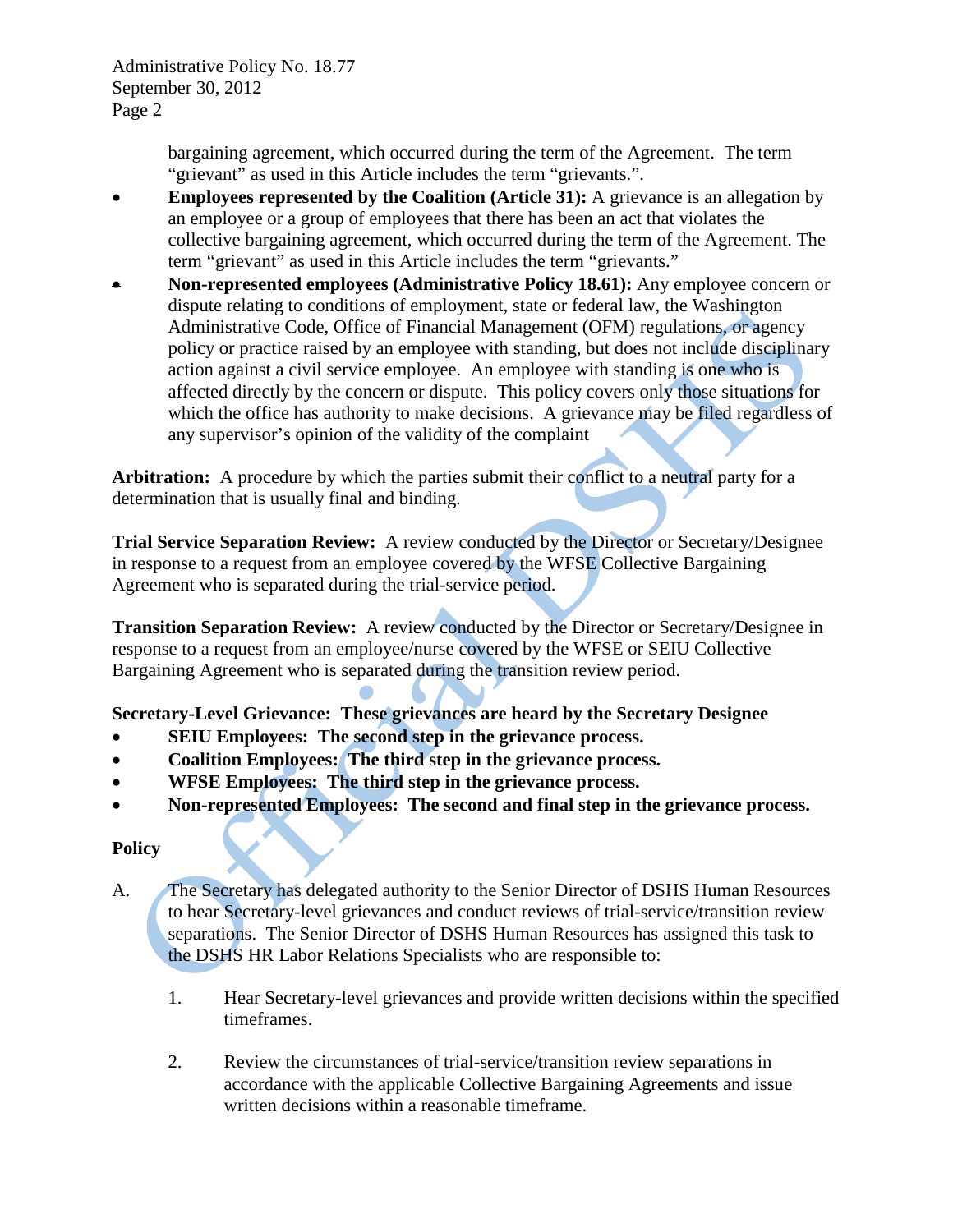bargaining agreement, which occurred during the term of the Agreement. The term "grievant" as used in this Article includes the term "grievants.".

- **Employees represented by the Coalition (Article 31):** A grievance is an allegation by an employee or a group of employees that there has been an act that violates the collective bargaining agreement, which occurred during the term of the Agreement. The term "grievant" as used in this Article includes the term "grievants."
- **Non-represented employees (Administrative Policy 18.61):** Any employee concern or dispute relating to conditions of employment, state or federal law, the Washington Administrative Code, Office of Financial Management (OFM) regulations, or agency policy or practice raised by an employee with standing, but does not include disciplinary action against a civil service employee. An employee with standing is one who is affected directly by the concern or dispute. This policy covers only those situations for which the office has authority to make decisions. A grievance may be filed regardless of any supervisor's opinion of the validity of the complaint

**Arbitration:** A procedure by which the parties submit their conflict to a neutral party for a determination that is usually final and binding.

**Trial Service Separation Review:** A review conducted by the Director or Secretary/Designee in response to a request from an employee covered by the WFSE Collective Bargaining Agreement who is separated during the trial-service period.

**Transition Separation Review:** A review conducted by the Director or Secretary/Designee in response to a request from an employee/nurse covered by the WFSE or SEIU Collective Bargaining Agreement who is separated during the transition review period.

**Secretary-Level Grievance: These grievances are heard by the Secretary Designee**

- **SEIU Employees: The second step in the grievance process.**
- **Coalition Employees: The third step in the grievance process.**
- **WFSE Employees: The third step in the grievance process.**
- **Non-represented Employees: The second and final step in the grievance process.**

**Policy**

A. The Secretary has delegated authority to the Senior Director of DSHS Human Resources to hear Secretary-level grievances and conduct reviews of trial-service/transition review separations. The Senior Director of DSHS Human Resources has assigned this task to the DSHS HR Labor Relations Specialists who are responsible to:

   1. Hear Secretary-level grievances and provide written decisions within the specified timeframes.

   2. Review the circumstances of trial-service/transition review separations in accordance with the applicable Collective Bargaining Agreements and issue written decisions within a reasonable timeframe.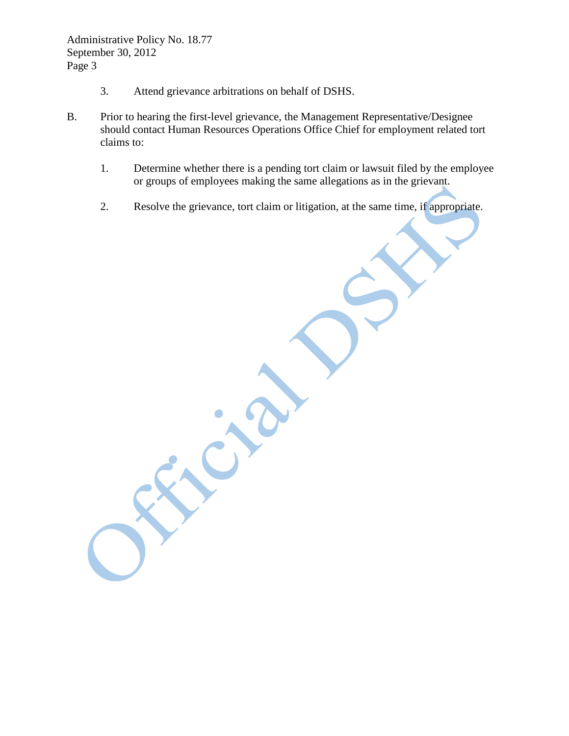3. Attend grievance arbitrations on behalf of DSHS.

B. Prior to hearing the first-level grievance, the Management Representative/Designee should contact Human Resources Operations Office Chief for employment related tort claims to:

   1. Determine whether there is a pending tort claim or lawsuit filed by the employee or groups of employees making the same allegations as in the grievant.

   2. Resolve the grievance, tort claim or litigation, at the same time, if appropriate.